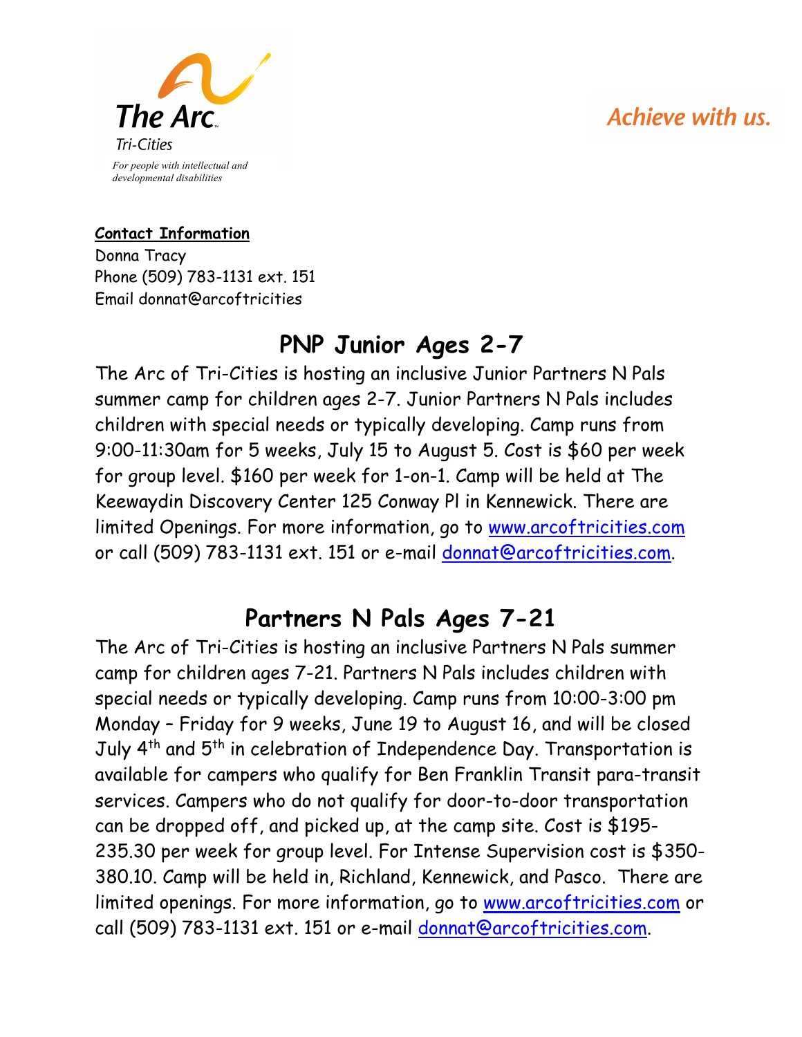The Arc Tri-Cities

*For people with intellectual and developmental disabilities*

*Achieve with us.*

**Contact Information**
Donna Tracy
Phone (509) 783-1131 ext. 151
Email donnat@arcoftricities

## PNP Junior Ages 2-7

The Arc of Tri-Cities is hosting an inclusive Junior Partners N Pals summer camp for children ages 2-7. Junior Partners N Pals includes children with special needs or typically developing. Camp runs from 9:00-11:30am for 5 weeks, July 15 to August 5. Cost is $60 per week for group level. $160 per week for 1-on-1. Camp will be held at The Keewaydin Discovery Center 125 Conway Pl in Kennewick. There are limited Openings. For more information, go to www.arcoftricities.com or call (509) 783-1131 ext. 151 or e-mail donnat@arcoftricities.com.

## Partners N Pals Ages 7-21

The Arc of Tri-Cities is hosting an inclusive Partners N Pals summer camp for children ages 7-21. Partners N Pals includes children with special needs or typically developing. Camp runs from 10:00-3:00 pm Monday – Friday for 9 weeks, June 19 to August 16, and will be closed July 4th and 5th in celebration of Independence Day. Transportation is available for campers who qualify for Ben Franklin Transit para-transit services. Campers who do not qualify for door-to-door transportation can be dropped off, and picked up, at the camp site. Cost is $195-235.30 per week for group level. For Intense Supervision cost is $350-380.10. Camp will be held in, Richland, Kennewick, and Pasco. There are limited openings. For more information, go to www.arcoftricities.com or call (509) 783-1131 ext. 151 or e-mail donnat@arcoftricities.com.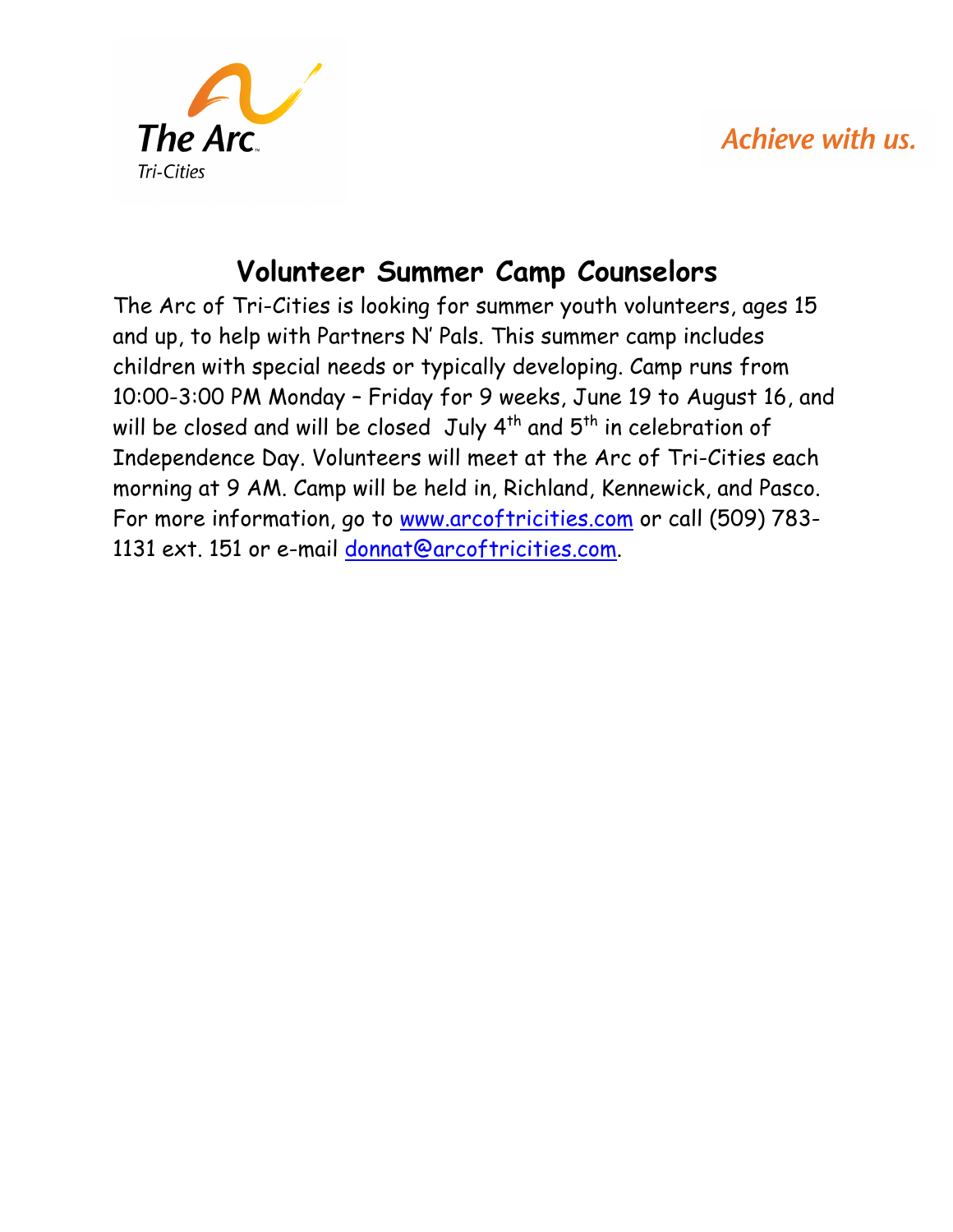The Arc

Tri-Cities

*Achieve with us.*

# Volunteer Summer Camp Counselors

The Arc of Tri-Cities is looking for summer youth volunteers, ages 15 and up, to help with Partners N' Pals. This summer camp includes children with special needs or typically developing. Camp runs from 10:00-3:00 PM Monday – Friday for 9 weeks, June 19 to August 16, and will be closed and will be closed July 4th and 5th in celebration of Independence Day. Volunteers will meet at the Arc of Tri-Cities each morning at 9 AM. Camp will be held in, Richland, Kennewick, and Pasco. For more information, go to www.arcoftricities.com or call (509) 783-1131 ext. 151 or e-mail donnat@arcoftricities.com.